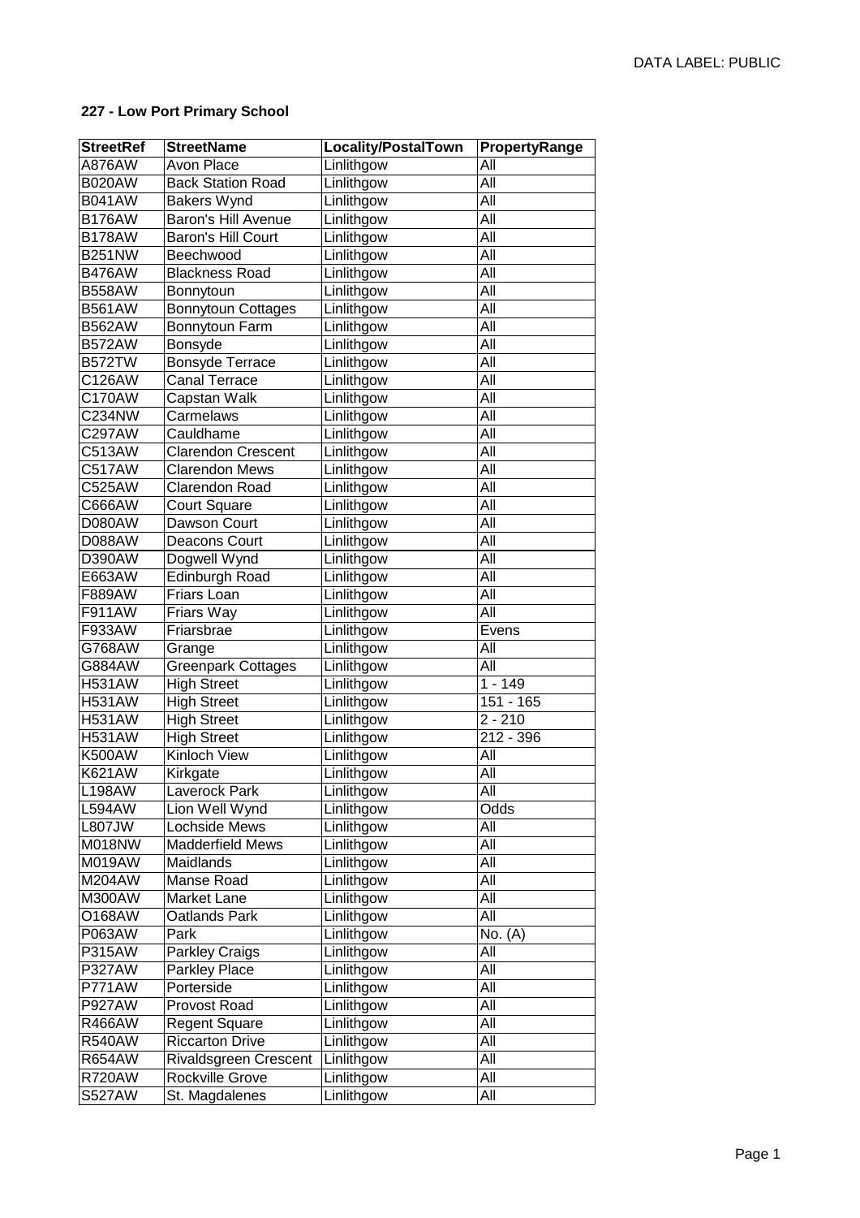DATA LABEL: PUBLIC

**227 - Low Port Primary School**

| StreetRef | StreetName | Locality/PostalTown | PropertyRange |
|---|---|---|---|
| A876AW | Avon Place | Linlithgow | All |
| B020AW | Back Station Road | Linlithgow | All |
| B041AW | Bakers Wynd | Linlithgow | All |
| B176AW | Baron's Hill Avenue | Linlithgow | All |
| B178AW | Baron's Hill Court | Linlithgow | All |
| B251NW | Beechwood | Linlithgow | All |
| B476AW | Blackness Road | Linlithgow | All |
| B558AW | Bonnytoun | Linlithgow | All |
| B561AW | Bonnytoun Cottages | Linlithgow | All |
| B562AW | Bonnytoun Farm | Linlithgow | All |
| B572AW | Bonsyde | Linlithgow | All |
| B572TW | Bonsyde Terrace | Linlithgow | All |
| C126AW | Canal Terrace | Linlithgow | All |
| C170AW | Capstan Walk | Linlithgow | All |
| C234NW | Carmelaws | Linlithgow | All |
| C297AW | Cauldhame | Linlithgow | All |
| C513AW | Clarendon Crescent | Linlithgow | All |
| C517AW | Clarendon Mews | Linlithgow | All |
| C525AW | Clarendon Road | Linlithgow | All |
| C666AW | Court Square | Linlithgow | All |
| D080AW | Dawson Court | Linlithgow | All |
| D088AW | Deacons Court | Linlithgow | All |
| D390AW | Dogwell Wynd | Linlithgow | All |
| E663AW | Edinburgh Road | Linlithgow | All |
| F889AW | Friars Loan | Linlithgow | All |
| F911AW | Friars Way | Linlithgow | All |
| F933AW | Friarsbrae | Linlithgow | Evens |
| G768AW | Grange | Linlithgow | All |
| G884AW | Greenpark Cottages | Linlithgow | All |
| H531AW | High Street | Linlithgow | 1 - 149 |
| H531AW | High Street | Linlithgow | 151 - 165 |
| H531AW | High Street | Linlithgow | 2 - 210 |
| H531AW | High Street | Linlithgow | 212 - 396 |
| K500AW | Kinloch View | Linlithgow | All |
| K621AW | Kirkgate | Linlithgow | All |
| L198AW | Laverock Park | Linlithgow | All |
| L594AW | Lion Well Wynd | Linlithgow | Odds |
| L807JW | Lochside Mews | Linlithgow | All |
| M018NW | Madderfield Mews | Linlithgow | All |
| M019AW | Maidlands | Linlithgow | All |
| M204AW | Manse Road | Linlithgow | All |
| M300AW | Market Lane | Linlithgow | All |
| O168AW | Oatlands Park | Linlithgow | All |
| P063AW | Park | Linlithgow | No. (A) |
| P315AW | Parkley Craigs | Linlithgow | All |
| P327AW | Parkley Place | Linlithgow | All |
| P771AW | Porterside | Linlithgow | All |
| P927AW | Provost Road | Linlithgow | All |
| R466AW | Regent Square | Linlithgow | All |
| R540AW | Riccarton Drive | Linlithgow | All |
| R654AW | Rivaldsgreen Crescent | Linlithgow | All |
| R720AW | Rockville Grove | Linlithgow | All |
| S527AW | St. Magdalenes | Linlithgow | All |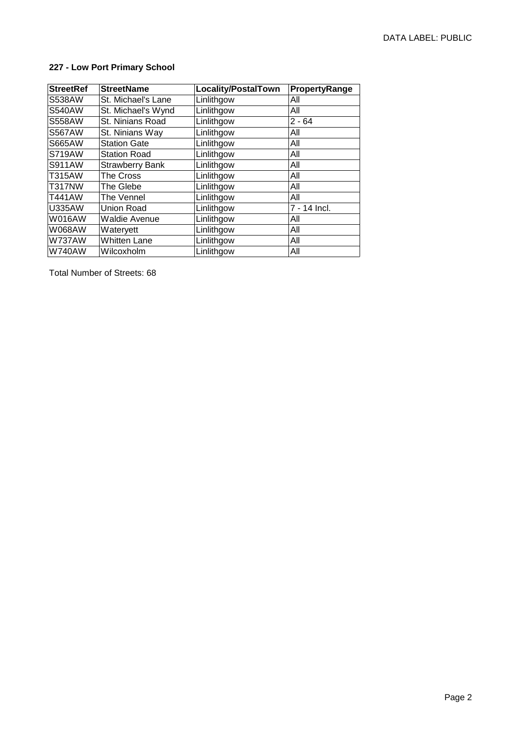**227 - Low Port Primary School**

| StreetRef | StreetName | Locality/PostalTown | PropertyRange |
| --- | --- | --- | --- |
| S538AW | St. Michael's Lane | Linlithgow | All |
| S540AW | St. Michael's Wynd | Linlithgow | All |
| S558AW | St. Ninians Road | Linlithgow | 2 - 64 |
| S567AW | St. Ninians Way | Linlithgow | All |
| S665AW | Station Gate | Linlithgow | All |
| S719AW | Station Road | Linlithgow | All |
| S911AW | Strawberry Bank | Linlithgow | All |
| T315AW | The Cross | Linlithgow | All |
| T317NW | The Glebe | Linlithgow | All |
| T441AW | The Vennel | Linlithgow | All |
| U335AW | Union Road | Linlithgow | 7 - 14 Incl. |
| W016AW | Waldie Avenue | Linlithgow | All |
| W068AW | Wateryett | Linlithgow | All |
| W737AW | Whitten Lane | Linlithgow | All |
| W740AW | Wilcoxholm | Linlithgow | All |

Total Number of Streets: 68